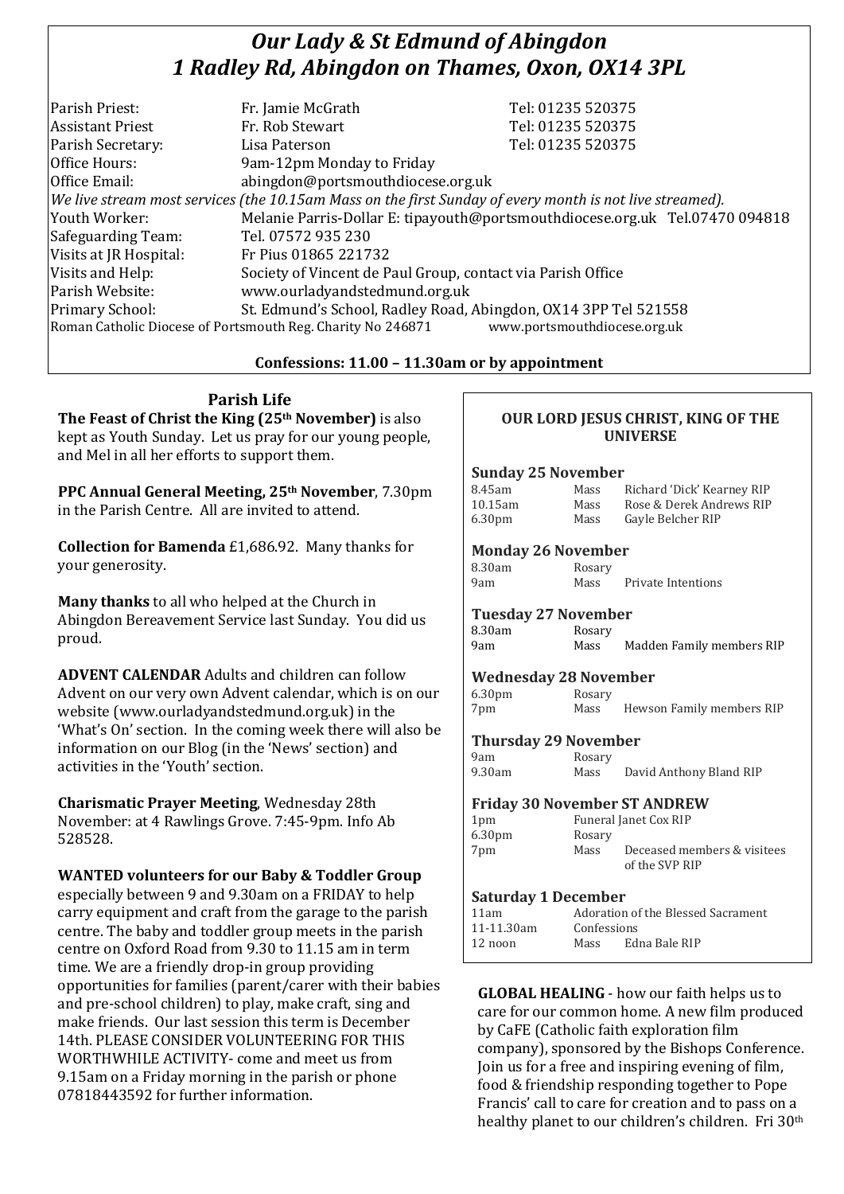# *Our Lady & St Edmund of Abingdon*
# *1 Radley Rd, Abingdon on Thames, Oxon, OX14 3PL*

| | | |
|---|---|---|
| Parish Priest: | Fr. Jamie McGrath | Tel: 01235 520375 |
| Assistant Priest | Fr. Rob Stewart | Tel: 01235 520375 |
| Parish Secretary: | Lisa Paterson | Tel: 01235 520375 |
| Office Hours: | 9am-12pm Monday to Friday | |
| Office Email: | abingdon@portsmouthdiocese.org.uk | |

*We live stream most services (the 10.15am Mass on the first Sunday of every month is not live streamed).*

| | |
|---|---|
| Youth Worker: | Melanie Parris-Dollar E: tipayouth@portsmouthdiocese.org.uk Tel.07470 094818 |
| Safeguarding Team: | Tel. 07572 935 230 |
| Visits at JR Hospital: | Fr Pius 01865 221732 |
| Visits and Help: | Society of Vincent de Paul Group, contact via Parish Office |
| Parish Website: | www.ourladyandstedmund.org.uk |
| Primary School: | St. Edmund's School, Radley Road, Abingdon, OX14 3PP Tel 521558 |

Roman Catholic Diocese of Portsmouth Reg. Charity No 246871 www.portsmouthdiocese.org.uk

**Confessions: 11.00 – 11.30am or by appointment**

## Parish Life

**The Feast of Christ the King (25th November)** is also kept as Youth Sunday. Let us pray for our young people, and Mel in all her efforts to support them.

**PPC Annual General Meeting, 25th November**, 7.30pm in the Parish Centre. All are invited to attend.

**Collection for Bamenda** £1,686.92. Many thanks for your generosity.

**Many thanks** to all who helped at the Church in Abingdon Bereavement Service last Sunday. You did us proud.

**ADVENT CALENDAR** Adults and children can follow Advent on our very own Advent calendar, which is on our website (www.ourladyandstedmund.org.uk) in the 'What's On' section. In the coming week there will also be information on our Blog (in the 'News' section) and activities in the 'Youth' section.

**Charismatic Prayer Meeting**, Wednesday 28th November: at 4 Rawlings Grove. 7:45-9pm. Info Ab 528528.

**WANTED volunteers for our Baby & Toddler Group** especially between 9 and 9.30am on a FRIDAY to help carry equipment and craft from the garage to the parish centre. The baby and toddler group meets in the parish centre on Oxford Road from 9.30 to 11.15 am in term time. We are a friendly drop-in group providing opportunities for families (parent/carer with their babies and pre-school children) to play, make craft, sing and make friends. Our last session this term is December 14th. PLEASE CONSIDER VOLUNTEERING FOR THIS WORTHWHILE ACTIVITY- come and meet us from 9.15am on a Friday morning in the parish or phone 07818443592 for further information.

### OUR LORD JESUS CHRIST, KING OF THE UNIVERSE

**Sunday 25 November**

| | | |
|---|---|---|
| 8.45am | Mass | Richard 'Dick' Kearney RIP |
| 10.15am | Mass | Rose & Derek Andrews RIP |
| 6.30pm | Mass | Gayle Belcher RIP |

**Monday 26 November**

| | | |
|---|---|---|
| 8.30am | Rosary | |
| 9am | Mass | Private Intentions |

**Tuesday 27 November**

| | | |
|---|---|---|
| 8.30am | Rosary | |
| 9am | Mass | Madden Family members RIP |

**Wednesday 28 November**

| | | |
|---|---|---|
| 6.30pm | Rosary | |
| 7pm | Mass | Hewson Family members RIP |

**Thursday 29 November**

| | | |
|---|---|---|
| 9am | Rosary | |
| 9.30am | Mass | David Anthony Bland RIP |

**Friday 30 November ST ANDREW**

| | | |
|---|---|---|
| 1pm | Funeral Janet Cox RIP | |
| 6.30pm | Rosary | |
| 7pm | Mass | Deceased members & visitees of the SVP RIP |

**Saturday 1 December**

| | | |
|---|---|---|
| 11am | Adoration of the Blessed Sacrament | |
| 11-11.30am | Confessions | |
| 12 noon | Mass | Edna Bale RIP |

**GLOBAL HEALING** - how our faith helps us to care for our common home. A new film produced by CaFE (Catholic faith exploration film company), sponsored by the Bishops Conference. Join us for a free and inspiring evening of film, food & friendship responding together to Pope Francis' call to care for creation and to pass on a healthy planet to our children's children. Fri 30th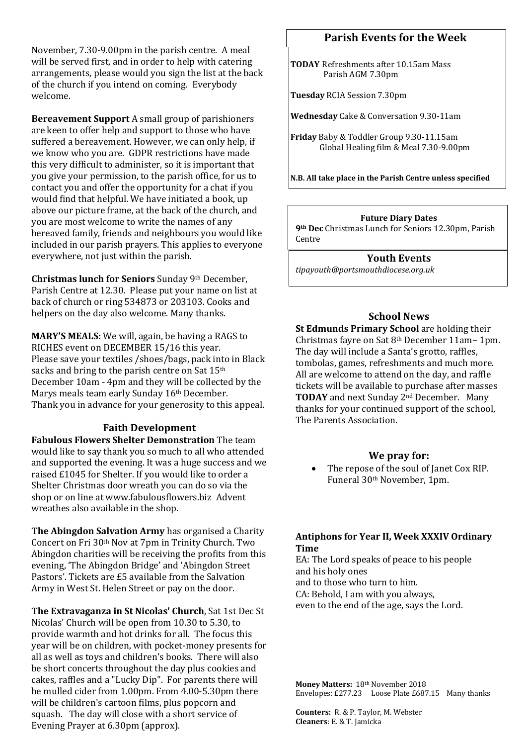November, 7.30-9.00pm in the parish centre. A meal will be served first, and in order to help with catering arrangements, please would you sign the list at the back of the church if you intend on coming. Everybody welcome.

**Bereavement Support** A small group of parishioners are keen to offer help and support to those who have suffered a bereavement. However, we can only help, if we know who you are. GDPR restrictions have made this very difficult to administer, so it is important that you give your permission, to the parish office, for us to contact you and offer the opportunity for a chat if you would find that helpful. We have initiated a book, up above our picture frame, at the back of the church, and you are most welcome to write the names of any bereaved family, friends and neighbours you would like included in our parish prayers. This applies to everyone everywhere, not just within the parish.

**Christmas lunch for Seniors** Sunday 9th December, Parish Centre at 12.30. Please put your name on list at back of church or ring 534873 or 203103. Cooks and helpers on the day also welcome. Many thanks.

**MARY'S MEALS:** We will, again, be having a RAGS to RICHES event on DECEMBER 15/16 this year. Please save your textiles /shoes/bags, pack into in Black sacks and bring to the parish centre on Sat 15th December 10am - 4pm and they will be collected by the Marys meals team early Sunday 16th December. Thank you in advance for your generosity to this appeal.

## Faith Development

**Fabulous Flowers Shelter Demonstration** The team would like to say thank you so much to all who attended and supported the evening. It was a huge success and we raised £1045 for Shelter. If you would like to order a Shelter Christmas door wreath you can do so via the shop or on line at www.fabulousflowers.biz Advent wreathes also available in the shop.

**The Abingdon Salvation Army** has organised a Charity Concert on Fri 30th Nov at 7pm in Trinity Church. Two Abingdon charities will be receiving the profits from this evening, 'The Abingdon Bridge' and 'Abingdon Street Pastors'. Tickets are £5 available from the Salvation Army in West St. Helen Street or pay on the door.

**The Extravaganza in St Nicolas' Church**, Sat 1st Dec St Nicolas' Church will be open from 10.30 to 5.30, to provide warmth and hot drinks for all. The focus this year will be on children, with pocket-money presents for all as well as toys and children's books. There will also be short concerts throughout the day plus cookies and cakes, raffles and a "Lucky Dip". For parents there will be mulled cider from 1.00pm. From 4.00-5.30pm there will be children's cartoon films, plus popcorn and squash. The day will close with a short service of Evening Prayer at 6.30pm (approx).

## Parish Events for the Week

**TODAY** Refreshments after 10.15am Mass
Parish AGM 7.30pm

**Tuesday** RCIA Session 7.30pm

**Wednesday** Cake & Conversation 9.30-11am

**Friday** Baby & Toddler Group 9.30-11.15am
Global Healing film & Meal 7.30-9.00pm

**N.B. All take place in the Parish Centre unless specified**

**Future Diary Dates**

**9th Dec** Christmas Lunch for Seniors 12.30pm, Parish Centre

### Youth Events

*tipayouth@portsmouthdiocese.org.uk*

## School News

**St Edmunds Primary School** are holding their Christmas fayre on Sat 8th December 11am– 1pm. The day will include a Santa's grotto, raffles, tombolas, games, refreshments and much more. All are welcome to attend on the day, and raffle tickets will be available to purchase after masses **TODAY** and next Sunday 2nd December. Many thanks for your continued support of the school, The Parents Association.

## We pray for:

- The repose of the soul of Janet Cox RIP. Funeral 30th November, 1pm.

### Antiphons for Year II, Week XXXIV Ordinary Time

EA: The Lord speaks of peace to his people
and his holy ones
and to those who turn to him.
CA: Behold, I am with you always,
even to the end of the age, says the Lord.

**Money Matters:** 18th November 2018
Envelopes: £277.23 Loose Plate £687.15 Many thanks

**Counters:** R. & P. Taylor, M. Webster
**Cleaners**: E. & T. Jamicka